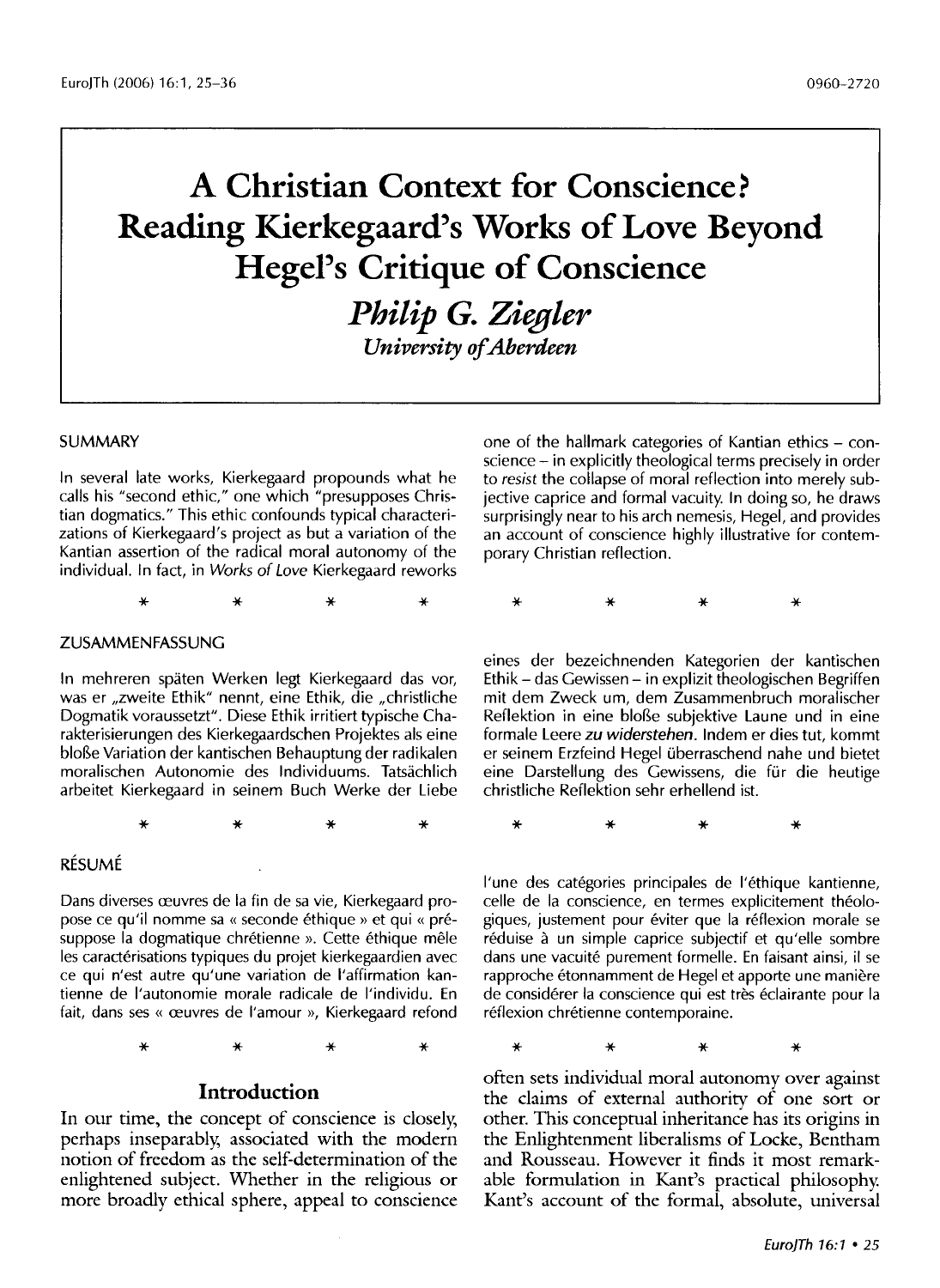# A Christian Context for Conscience? Reading Kierkegaard's Works of Love Beyond Hegel's Critique of Conscience

***Philip G. Ziegler***

*University of Aberdeen*

## SUMMARY

In several late works, Kierkegaard propounds what he calls his "second ethic," one which "presupposes Christian dogmatics." This ethic confounds typical characterizations of Kierkegaard's project as but a variation of the Kantian assertion of the radical moral autonomy of the individual. In fact, in *Works of Love* Kierkegaard reworks one of the hallmark categories of Kantian ethics – conscience – in explicitly theological terms precisely in order to *resist* the collapse of moral reflection into merely subjective caprice and formal vacuity. In doing so, he draws surprisingly near to his arch nemesis, Hegel, and provides an account of conscience highly illustrative for contemporary Christian reflection.

\* \* \* \* \* \* \* \*

## ZUSAMMENFASSUNG

In mehreren späten Werken legt Kierkegaard das vor, was er „zweite Ethik" nennt, eine Ethik, die „christliche Dogmatik voraussetzt". Diese Ethik irritiert typische Charakterisierungen des Kierkegaardschen Projektes als eine bloße Variation der kantischen Behauptung der radikalen moralischen Autonomie des Individuums. Tatsächlich arbeitet Kierkegaard in seinem Buch Werke der Liebe eines der bezeichnenden Kategorien der kantischen Ethik – das Gewissen – in explizit theologischen Begriffen mit dem Zweck um, dem Zusammenbruch moralischer Reflektion in eine bloße subjektive Laune und in eine formale Leere *zu widerstehen*. Indem er dies tut, kommt er seinem Erzfeind Hegel überraschend nahe und bietet eine Darstellung des Gewissens, die für die heutige christliche Reflektion sehr erhellend ist.

\* \* \* \* \* \* \* \*

## RÉSUMÉ

Dans diverses œuvres de la fin de sa vie, Kierkegaard propose ce qu'il nomme sa « seconde éthique » et qui « présuppose la dogmatique chrétienne ». Cette éthique mêle les caractérisations typiques du projet kierkegaardien avec ce qui n'est autre qu'une variation de l'affirmation kantienne de l'autonomie morale radicale de l'individu. En fait, dans ses « œuvres de l'amour », Kierkegaard refond l'une des catégories principales de l'éthique kantienne, celle de la conscience, en termes explicitement théologiques, justement pour éviter que la réflexion morale se réduise à un simple caprice subjectif et qu'elle sombre dans une vacuité purement formelle. En faisant ainsi, il se rapproche étonnamment de Hegel et apporte une manière de considérer la conscience qui est très éclairante pour la réflexion chrétienne contemporaine.

\* \* \* \* \* \* \* \*

## Introduction

In our time, the concept of conscience is closely, perhaps inseparably, associated with the modern notion of freedom as the self-determination of the enlightened subject. Whether in the religious or more broadly ethical sphere, appeal to conscience often sets individual moral autonomy over against the claims of external authority of one sort or other. This conceptual inheritance has its origins in the Enlightenment liberalisms of Locke, Bentham and Rousseau. However it finds it most remarkable formulation in Kant's practical philosophy. Kant's account of the formal, absolute, universal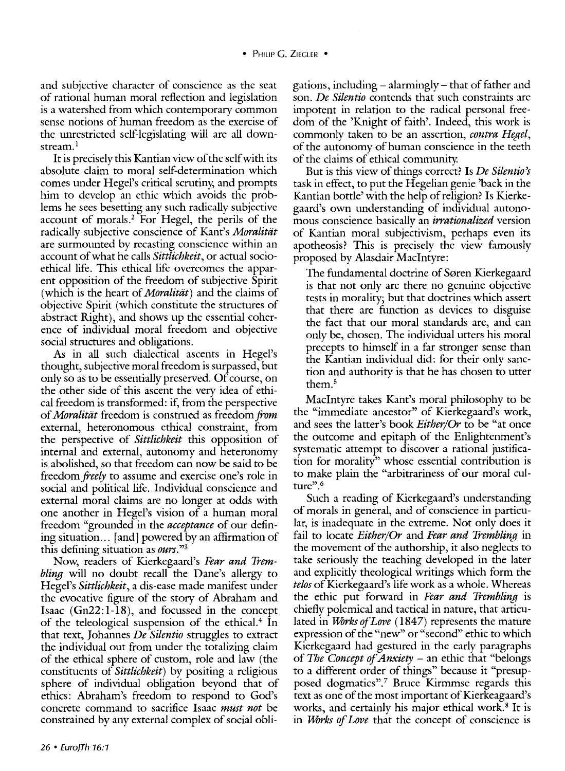and subjective character of conscience as the seat of rational human moral reflection and legislation is a watershed from which contemporary common sense notions of human freedom as the exercise of the unrestricted self-legislating will are all downstream.[1]

It is precisely this Kantian view of the self with its absolute claim to moral self-determination which comes under Hegel's critical scrutiny, and prompts him to develop an ethic which avoids the problems he sees besetting any such radically subjective account of morals.[2] For Hegel, the perils of the radically subjective conscience of Kant's *Moralität* are surmounted by recasting conscience within an account of what he calls *Sittlichkeit*, or actual socio-ethical life. This ethical life overcomes the apparent opposition of the freedom of subjective Spirit (which is the heart of *Moralität*) and the claims of objective Spirit (which constitute the structures of abstract Right), and shows up the essential coherence of individual moral freedom and objective social structures and obligations.

As in all such dialectical ascents in Hegel's thought, subjective moral freedom is surpassed, but only so as to be essentially preserved. Of course, on the other side of this ascent the very idea of ethical freedom is transformed: if, from the perspective of *Moralität* freedom is construed as freedom *from* external, heteronomous ethical constraint, from the perspective of *Sittlichkeit* this opposition of internal and external, autonomy and heteronomy is abolished, so that freedom can now be said to be freedom *freely* to assume and exercise one's role in social and political life. Individual conscience and external moral claims are no longer at odds with one another in Hegel's vision of a human moral freedom "grounded in the *acceptance* of our defining situation... [and] powered by an affirmation of this defining situation as *ours*."[3]

Now, readers of Kierkegaard's *Fear and Trembling* will no doubt recall the Dane's allergy to Hegel's *Sittlichkeit*, a dis-ease made manifest under the evocative figure of the story of Abraham and Isaac (Gn22:1-18), and focussed in the concept of the teleological suspension of the ethical.[4] In that text, Johannes *De Silentio* struggles to extract the individual out from under the totalizing claim of the ethical sphere of custom, role and law (the constituents of *Sittlichkeit*) by positing a religious sphere of individual obligation beyond that of ethics: Abraham's freedom to respond to God's concrete command to sacrifice Isaac *must not* be constrained by any external complex of social obligations, including – alarmingly – that of father and son. *De Silentio* contends that such constraints are impotent in relation to the radical personal freedom of the 'Knight of faith'. Indeed, this work is commonly taken to be an assertion, *contra Hegel*, of the autonomy of human conscience in the teeth of the claims of ethical community.

But is this view of things correct? Is *De Silentio's* task in effect, to put the Hegelian genie 'back in the Kantian bottle' with the help of religion? Is Kierkegaard's own understanding of individual autonomous conscience basically an *irrationalized* version of Kantian moral subjectivism, perhaps even its apotheosis? This is precisely the view famously proposed by Alasdair MacIntyre:

> The fundamental doctrine of Søren Kierkegaard is that not only are there no genuine objective tests in morality; but that doctrines which assert that there are function as devices to disguise the fact that our moral standards are, and can only be, chosen. The individual utters his moral precepts to himself in a far stronger sense than the Kantian individual did: for their only sanction and authority is that he has chosen to utter them.[5]

MacIntyre takes Kant's moral philosophy to be the "immediate ancestor" of Kierkegaard's work, and sees the latter's book *Either/Or* to be "at once the outcome and epitaph of the Enlightenment's systematic attempt to discover a rational justification for morality" whose essential contribution is to make plain the "arbitrariness of our moral culture".[6]

Such a reading of Kierkegaard's understanding of morals in general, and of conscience in particular, is inadequate in the extreme. Not only does it fail to locate *Either/Or* and *Fear and Trembling* in the movement of the authorship, it also neglects to take seriously the teaching developed in the later and explicitly theological writings which form the *telos* of Kierkegaard's life work as a whole. Whereas the ethic put forward in *Fear and Trembling* is chiefly polemical and tactical in nature, that articulated in *Works of Love* (1847) represents the mature expression of the "new" or "second" ethic to which Kierkegaard had gestured in the early paragraphs of *The Concept of Anxiety* – an ethic that "belongs to a different order of things" because it "presupposed dogmatics".[7] Bruce Kirmmse regards this text as one of the most important of Kierkeagaard's works, and certainly his major ethical work.[8] It is in *Works of Love* that the concept of conscience is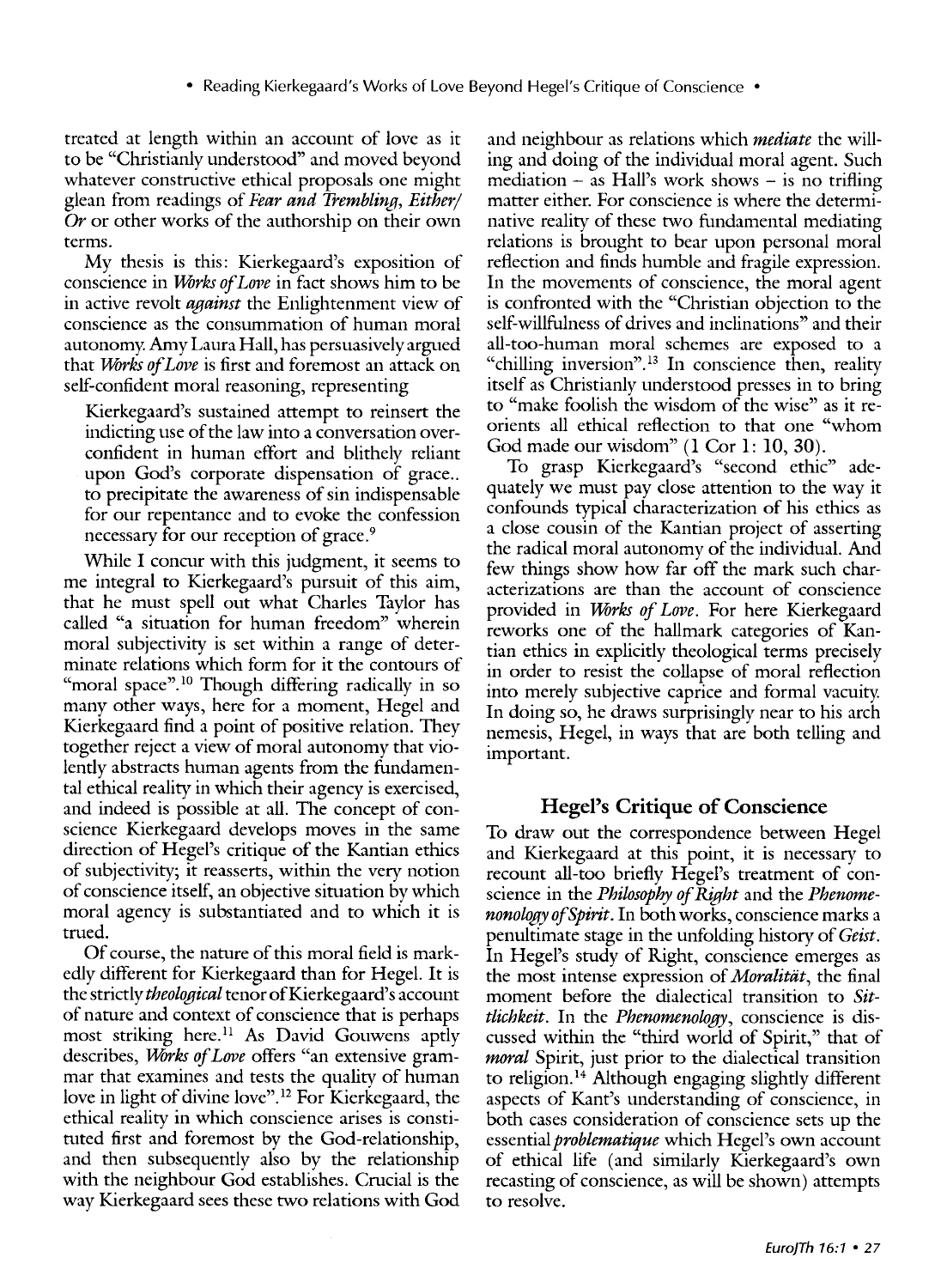treated at length within an account of love as it to be "Christianly understood" and moved beyond whatever constructive ethical proposals one might glean from readings of *Fear and Trembling*, *Either/Or* or other works of the authorship on their own terms.

My thesis is this: Kierkegaard's exposition of conscience in *Works of Love* in fact shows him to be in active revolt *against* the Enlightenment view of conscience as the consummation of human moral autonomy. Amy Laura Hall, has persuasively argued that *Works of Love* is first and foremost an attack on self-confident moral reasoning, representing

> Kierkegaard's sustained attempt to reinsert the indicting use of the law into a conversation overconfident in human effort and blithely reliant upon God's corporate dispensation of grace.. to precipitate the awareness of sin indispensable for our repentance and to evoke the confession necessary for our reception of grace.[9]

While I concur with this judgment, it seems to me integral to Kierkegaard's pursuit of this aim, that he must spell out what Charles Taylor has called "a situation for human freedom" wherein moral subjectivity is set within a range of determinate relations which form for it the contours of "moral space".[10] Though differing radically in so many other ways, here for a moment, Hegel and Kierkegaard find a point of positive relation. They together reject a view of moral autonomy that violently abstracts human agents from the fundamental ethical reality in which their agency is exercised, and indeed is possible at all. The concept of conscience Kierkegaard develops moves in the same direction of Hegel's critique of the Kantian ethics of subjectivity; it reasserts, within the very notion of conscience itself, an objective situation by which moral agency is substantiated and to which it is trued.

Of course, the nature of this moral field is markedly different for Kierkegaard than for Hegel. It is the strictly *theological* tenor of Kierkegaard's account of nature and context of conscience that is perhaps most striking here.[11] As David Gouwens aptly describes, *Works of Love* offers "an extensive grammar that examines and tests the quality of human love in light of divine love".[12] For Kierkegaard, the ethical reality in which conscience arises is constituted first and foremost by the God-relationship, and then subsequently also by the relationship with the neighbour God establishes. Crucial is the way Kierkegaard sees these two relations with God and neighbour as relations which *mediate* the willing and doing of the individual moral agent. Such mediation – as Hall's work shows – is no trifling matter either. For conscience is where the determinative reality of these two fundamental mediating relations is brought to bear upon personal moral reflection and finds humble and fragile expression. In the movements of conscience, the moral agent is confronted with the "Christian objection to the self-willfulness of drives and inclinations" and their all-too-human moral schemes are exposed to a "chilling inversion".[13] In conscience then, reality itself as Christianly understood presses in to bring to "make foolish the wisdom of the wise" as it reorients all ethical reflection to that one "whom God made our wisdom" (1 Cor 1: 10, 30).

To grasp Kierkegaard's "second ethic" adequately we must pay close attention to the way it confounds typical characterization of his ethics as a close cousin of the Kantian project of asserting the radical moral autonomy of the individual. And few things show how far off the mark such characterizations are than the account of conscience provided in *Works of Love*. For here Kierkegaard reworks one of the hallmark categories of Kantian ethics in explicitly theological terms precisely in order to resist the collapse of moral reflection into merely subjective caprice and formal vacuity. In doing so, he draws surprisingly near to his arch nemesis, Hegel, in ways that are both telling and important.

## Hegel's Critique of Conscience

To draw out the correspondence between Hegel and Kierkegaard at this point, it is necessary to recount all-too briefly Hegel's treatment of conscience in the *Philosophy of Right* and the *Phenomenology of Spirit*. In both works, conscience marks a penultimate stage in the unfolding history of *Geist*. In Hegel's study of Right, conscience emerges as the most intense expression of *Moralität*, the final moment before the dialectical transition to *Sittlichkeit*. In the *Phenomenology*, conscience is discussed within the "third world of Spirit," that of *moral* Spirit, just prior to the dialectical transition to religion.[14] Although engaging slightly different aspects of Kant's understanding of conscience, in both cases consideration of conscience sets up the essential *problematique* which Hegel's own account of ethical life (and similarly Kierkegaard's own recasting of conscience, as will be shown) attempts to resolve.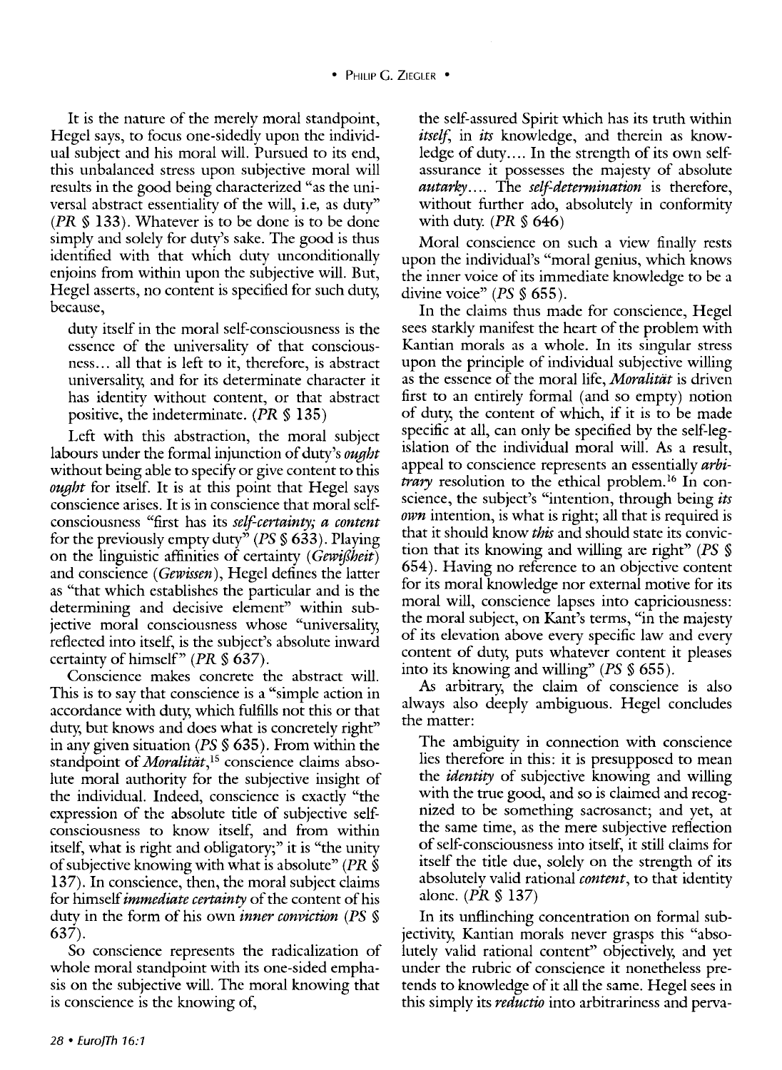It is the nature of the merely moral standpoint, Hegel says, to focus one-sidedly upon the individual subject and his moral will. Pursued to its end, this unbalanced stress upon subjective moral will results in the good being characterized "as the universal abstract essentiality of the will, i.e, as duty" (*PR* § 133). Whatever is to be done is to be done simply and solely for duty's sake. The good is thus identified with that which duty unconditionally enjoins from within upon the subjective will. But, Hegel asserts, no content is specified for such duty, because,

> duty itself in the moral self-consciousness is the essence of the universality of that consciousness... all that is left to it, therefore, is abstract universality, and for its determinate character it has identity without content, or that abstract positive, the indeterminate. (*PR* § 135)

Left with this abstraction, the moral subject labours under the formal injunction of duty's *ought* without being able to specify or give content to this *ought* for itself. It is at this point that Hegel says conscience arises. It is in conscience that moral self-consciousness "first has its *self-certainty; a content* for the previously empty duty" (*PS* § 633). Playing on the linguistic affinities of certainty (*Gewißheit*) and conscience (*Gewissen*), Hegel defines the latter as "that which establishes the particular and is the determining and decisive element" within subjective moral consciousness whose "universality, reflected into itself, is the subject's absolute inward certainty of himself" (*PR* § 637).

Conscience makes concrete the abstract will. This is to say that conscience is a "simple action in accordance with duty, which fulfills not this or that duty, but knows and does what is concretely right" in any given situation (*PS* § 635). From within the standpoint of *Moralität*,[15] conscience claims absolute moral authority for the subjective insight of the individual. Indeed, conscience is exactly "the expression of the absolute title of subjective self-consciousness to know itself, and from within itself, what is right and obligatory;" it is "the unity of subjective knowing with what is absolute" (*PR* § 137). In conscience, then, the moral subject claims for himself *immediate certainty* of the content of his duty in the form of his own *inner conviction* (*PS* § 637).

So conscience represents the radicalization of whole moral standpoint with its one-sided emphasis on the subjective will. The moral knowing that is conscience is the knowing of,

> the self-assured Spirit which has its truth within *itself*, in *its* knowledge, and therein as knowledge of duty.... In the strength of its own self-assurance it possesses the majesty of absolute *autarky*.... The *self-determination* is therefore, without further ado, absolutely in conformity with duty. (*PR* § 646)

Moral conscience on such a view finally rests upon the individual's "moral genius, which knows the inner voice of its immediate knowledge to be a divine voice" (*PS* § 655).

In the claims thus made for conscience, Hegel sees starkly manifest the heart of the problem with Kantian morals as a whole. In its singular stress upon the principle of individual subjective willing as the essence of the moral life, *Moralität* is driven first to an entirely formal (and so empty) notion of duty, the content of which, if it is to be made specific at all, can only be specified by the self-legislation of the individual moral will. As a result, appeal to conscience represents an essentially *arbitrary* resolution to the ethical problem.[16] In conscience, the subject's "intention, through being *its own* intention, is what is right; all that is required is that it should know *this* and should state its conviction that its knowing and willing are right" (*PS* § 654). Having no reference to an objective content for its moral knowledge nor external motive for its moral will, conscience lapses into capriciousness: the moral subject, on Kant's terms, "in the majesty of its elevation above every specific law and every content of duty, puts whatever content it pleases into its knowing and willing" (*PS* § 655).

As arbitrary, the claim of conscience is also always also deeply ambiguous. Hegel concludes the matter:

> The ambiguity in connection with conscience lies therefore in this: it is presupposed to mean the *identity* of subjective knowing and willing with the true good, and so is claimed and recognized to be something sacrosanct; and yet, at the same time, as the mere subjective reflection of self-consciousness into itself, it still claims for itself the title due, solely on the strength of its absolutely valid rational *content*, to that identity alone. (*PR* § 137)

In its unflinching concentration on formal subjectivity, Kantian morals never grasps this "absolutely valid rational content" objectively, and yet under the rubric of conscience it nonetheless pretends to knowledge of it all the same. Hegel sees in this simply its *reductio* into arbitrariness and perva-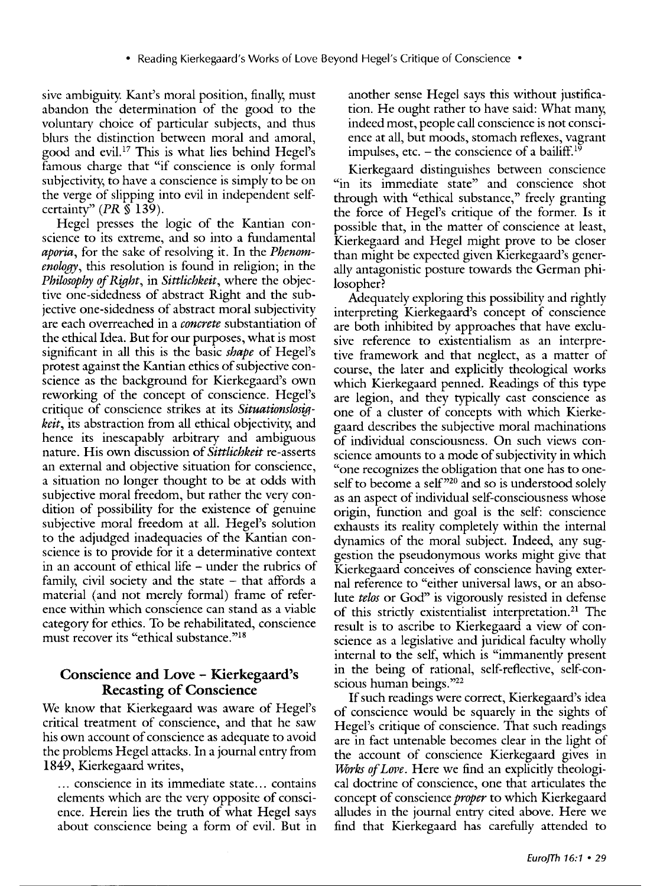sive ambiguity. Kant's moral position, finally, must abandon the determination of the good to the voluntary choice of particular subjects, and thus blurs the distinction between moral and amoral, good and evil.[17] This is what lies behind Hegel's famous charge that "if conscience is only formal subjectivity, to have a conscience is simply to be on the verge of slipping into evil in independent self-certainty" (*PR* § 139).

Hegel presses the logic of the Kantian conscience to its extreme, and so into a fundamental *aporia*, for the sake of resolving it. In the *Phenomenology*, this resolution is found in religion; in the *Philosophy of Right*, in *Sittlichkeit*, where the objective one-sidedness of abstract Right and the subjective one-sidedness of abstract moral subjectivity are each overreached in a *concrete* substantiation of the ethical Idea. But for our purposes, what is most significant in all this is the basic *shape* of Hegel's protest against the Kantian ethics of subjective conscience as the background for Kierkegaard's own reworking of the concept of conscience. Hegel's critique of conscience strikes at its *Situationslosigkeit*, its abstraction from all ethical objectivity, and hence its inescapably arbitrary and ambiguous nature. His own discussion of *Sittlichkeit* re-asserts an external and objective situation for conscience, a situation no longer thought to be at odds with subjective moral freedom, but rather the very condition of possibility for the existence of genuine subjective moral freedom at all. Hegel's solution to the adjudged inadequacies of the Kantian conscience is to provide for it a determinative context in an account of ethical life – under the rubrics of family, civil society and the state – that affords a material (and not merely formal) frame of reference within which conscience can stand as a viable category for ethics. To be rehabilitated, conscience must recover its "ethical substance."[18]

## Conscience and Love – Kierkegaard's Recasting of Conscience

We know that Kierkegaard was aware of Hegel's critical treatment of conscience, and that he saw his own account of conscience as adequate to avoid the problems Hegel attacks. In a journal entry from 1849, Kierkegaard writes,

> ... conscience in its immediate state... contains elements which are the very opposite of conscience. Herein lies the truth of what Hegel says about conscience being a form of evil. But in another sense Hegel says this without justification. He ought rather to have said: What many, indeed most, people call conscience is not conscience at all, but moods, stomach reflexes, vagrant impulses, etc. – the conscience of a bailiff.[19]

Kierkegaard distinguishes between conscience "in its immediate state" and conscience shot through with "ethical substance," freely granting the force of Hegel's critique of the former. Is it possible that, in the matter of conscience at least, Kierkegaard and Hegel might prove to be closer than might be expected given Kierkegaard's generally antagonistic posture towards the German philosopher?

Adequately exploring this possibility and rightly interpreting Kierkegaard's concept of conscience are both inhibited by approaches that have exclusive reference to existentialism as an interpretive framework and that neglect, as a matter of course, the later and explicitly theological works which Kierkegaard penned. Readings of this type are legion, and they typically cast conscience as one of a cluster of concepts with which Kierkegaard describes the subjective moral machinations of individual consciousness. On such views conscience amounts to a mode of subjectivity in which "one recognizes the obligation that one has to oneself to become a self"[20] and so is understood solely as an aspect of individual self-consciousness whose origin, function and goal is the self: conscience exhausts its reality completely within the internal dynamics of the moral subject. Indeed, any suggestion the pseudonymous works might give that Kierkegaard conceives of conscience having external reference to "either universal laws, or an absolute *telos* or God" is vigorously resisted in defense of this strictly existentialist interpretation.[21] The result is to ascribe to Kierkegaard a view of conscience as a legislative and juridical faculty wholly internal to the self, which is "immanently present in the being of rational, self-reflective, self-conscious human beings."[22]

If such readings were correct, Kierkegaard's idea of conscience would be squarely in the sights of Hegel's critique of conscience. That such readings are in fact untenable becomes clear in the light of the account of conscience Kierkegaard gives in *Works of Love*. Here we find an explicitly theological doctrine of conscience, one that articulates the concept of conscience *proper* to which Kierkegaard alludes in the journal entry cited above. Here we find that Kierkegaard has carefully attended to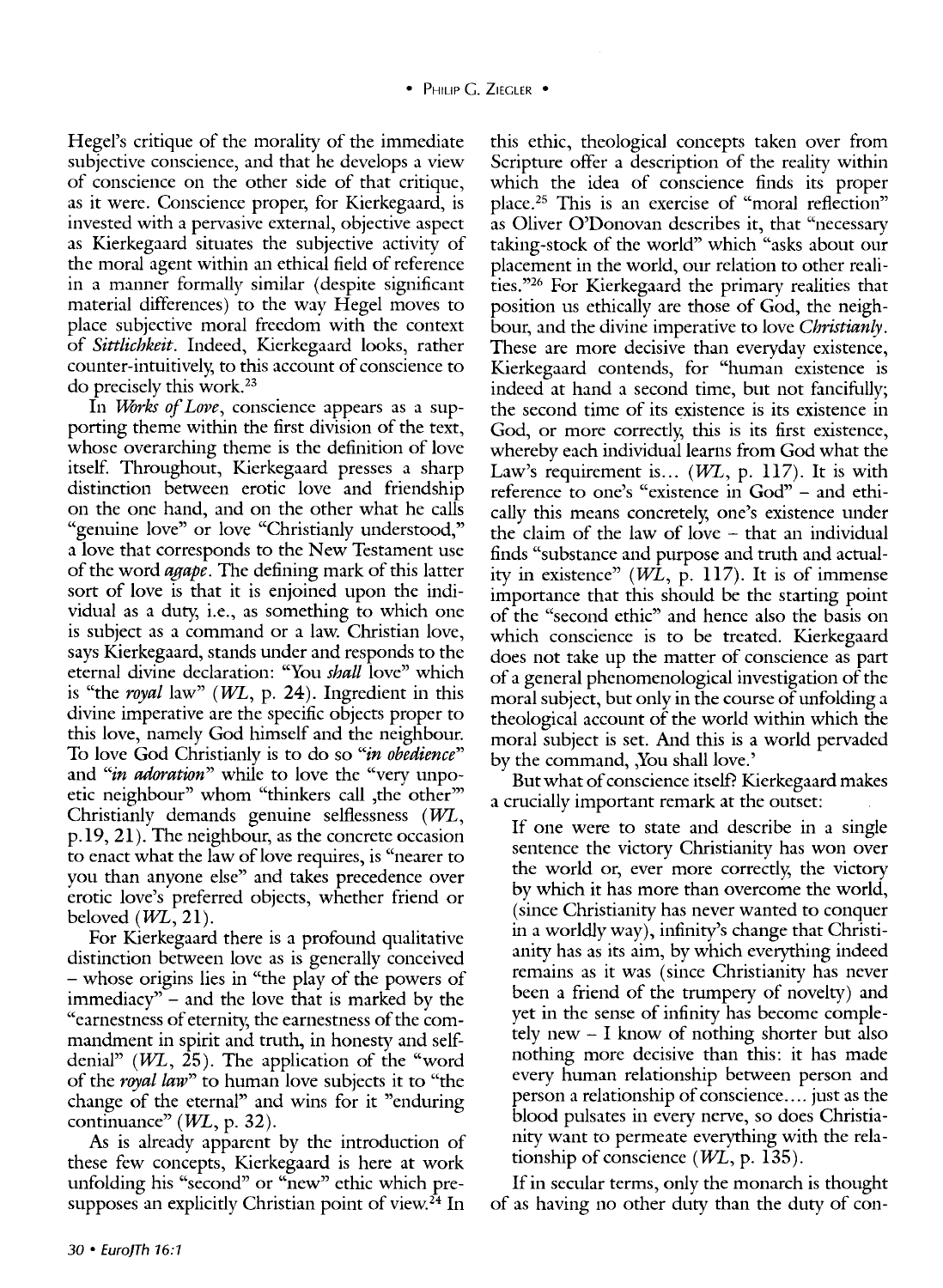Hegel's critique of the morality of the immediate subjective conscience, and that he develops a view of conscience on the other side of that critique, as it were. Conscience proper, for Kierkegaard, is invested with a pervasive external, objective aspect as Kierkegaard situates the subjective activity of the moral agent within an ethical field of reference in a manner formally similar (despite significant material differences) to the way Hegel moves to place subjective moral freedom with the context of *Sittlichkeit*. Indeed, Kierkegaard looks, rather counter-intuitively, to this account of conscience to do precisely this work.[23]

In *Works of Love*, conscience appears as a supporting theme within the first division of the text, whose overarching theme is the definition of love itself. Throughout, Kierkegaard presses a sharp distinction between erotic love and friendship on the one hand, and on the other what he calls "genuine love" or love "Christianly understood," a love that corresponds to the New Testament use of the word *agape*. The defining mark of this latter sort of love is that it is enjoined upon the individual as a duty, i.e., as something to which one is subject as a command or a law. Christian love, says Kierkegaard, stands under and responds to the eternal divine declaration: "You *shall* love" which is "the *royal* law" (*WL*, p. 24). Ingredient in this divine imperative are the specific objects proper to this love, namely God himself and the neighbour. To love God Christianly is to do so *"in obedience"* and *"in adoration"* while to love the "very unpoetic neighbour" whom "thinkers call ,the other'" Christianly demands genuine selflessness (*WL*, p.19, 21). The neighbour, as the concrete occasion to enact what the law of love requires, is "nearer to you than anyone else" and takes precedence over erotic love's preferred objects, whether friend or beloved (*WL*, 21).

For Kierkegaard there is a profound qualitative distinction between love as is generally conceived – whose origins lies in "the play of the powers of immediacy" – and the love that is marked by the "earnestness of eternity, the earnestness of the commandment in spirit and truth, in honesty and self-denial" (*WL*, 25). The application of the "word of the *royal law*" to human love subjects it to "the change of the eternal" and wins for it "enduring continuance" (*WL*, p. 32).

As is already apparent by the introduction of these few concepts, Kierkegaard is here at work unfolding his "second" or "new" ethic which presupposes an explicitly Christian point of view.[24] In this ethic, theological concepts taken over from Scripture offer a description of the reality within which the idea of conscience finds its proper place.[25] This is an exercise of "moral reflection" as Oliver O'Donovan describes it, that "necessary taking-stock of the world" which "asks about our placement in the world, our relation to other realities."[26] For Kierkegaard the primary realities that position us ethically are those of God, the neighbour, and the divine imperative to love *Christianly*. These are more decisive than everyday existence, Kierkegaard contends, for "human existence is indeed at hand a second time, but not fancifully; the second time of its existence is its existence in God, or more correctly, this is its first existence, whereby each individual learns from God what the Law's requirement is... (*WL*, p. 117). It is with reference to one's "existence in God" – and ethically this means concretely, one's existence under the claim of the law of love – that an individual finds "substance and purpose and truth and actuality in existence" (*WL*, p. 117). It is of immense importance that this should be the starting point of the "second ethic" and hence also the basis on which conscience is to be treated. Kierkegaard does not take up the matter of conscience as part of a general phenomenological investigation of the moral subject, but only in the course of unfolding a theological account of the world within which the moral subject is set. And this is a world pervaded by the command, ,You shall love.'

But what of conscience itself? Kierkegaard makes a crucially important remark at the outset:

> If one were to state and describe in a single sentence the victory Christianity has won over the world or, ever more correctly, the victory by which it has more than overcome the world, (since Christianity has never wanted to conquer in a worldly way), infinity's change that Christianity has as its aim, by which everything indeed remains as it was (since Christianity has never been a friend of the trumpery of novelty) and yet in the sense of infinity has become completely new – I know of nothing shorter but also nothing more decisive than this: it has made every human relationship between person and person a relationship of conscience.... just as the blood pulsates in every nerve, so does Christianity want to permeate everything with the relationship of conscience (*WL*, p. 135).

If in secular terms, only the monarch is thought of as having no other duty than the duty of con-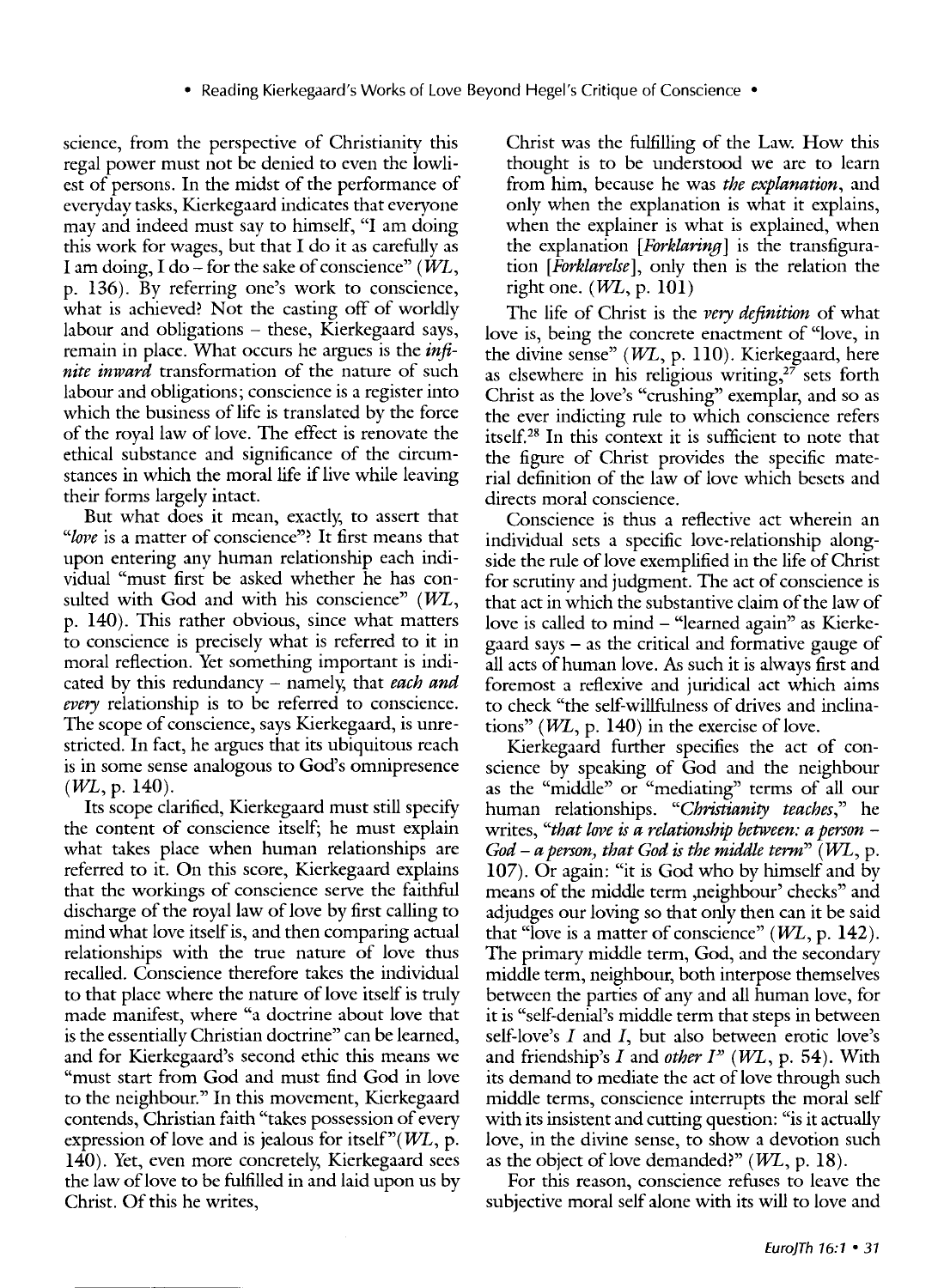science, from the perspective of Christianity this regal power must not be denied to even the lowliest of persons. In the midst of the performance of everyday tasks, Kierkegaard indicates that everyone may and indeed must say to himself, "I am doing this work for wages, but that I do it as carefully as I am doing, I do – for the sake of conscience" (*WL*, p. 136). By referring one's work to conscience, what is achieved? Not the casting off of worldly labour and obligations – these, Kierkegaard says, remain in place. What occurs he argues is the *infinite inward* transformation of the nature of such labour and obligations; conscience is a register into which the business of life is translated by the force of the royal law of love. The effect is renovate the ethical substance and significance of the circumstances in which the moral life if live while leaving their forms largely intact.

But what does it mean, exactly, to assert that "*love* is a matter of conscience"? It first means that upon entering any human relationship each individual "must first be asked whether he has consulted with God and with his conscience" (*WL*, p. 140). This rather obvious, since what matters to conscience is precisely what is referred to it in moral reflection. Yet something important is indicated by this redundancy – namely, that *each and every* relationship is to be referred to conscience. The scope of conscience, says Kierkegaard, is unrestricted. In fact, he argues that its ubiquitous reach is in some sense analogous to God's omnipresence (*WL*, p. 140).

Its scope clarified, Kierkegaard must still specify the content of conscience itself; he must explain what takes place when human relationships are referred to it. On this score, Kierkegaard explains that the workings of conscience serve the faithful discharge of the royal law of love by first calling to mind what love itself is, and then comparing actual relationships with the true nature of love thus recalled. Conscience therefore takes the individual to that place where the nature of love itself is truly made manifest, where "a doctrine about love that is the essentially Christian doctrine" can be learned, and for Kierkegaard's second ethic this means we "must start from God and must find God in love to the neighbour." In this movement, Kierkegaard contends, Christian faith "takes possession of every expression of love and is jealous for itself"(*WL*, p. 140). Yet, even more concretely, Kierkegaard sees the law of love to be fulfilled in and laid upon us by Christ. Of this he writes,

> Christ was the fulfilling of the Law. How this thought is to be understood we are to learn from him, because he was *the explanation*, and only when the explanation is what it explains, when the explainer is what is explained, when the explanation [*Forklaring*] is the transfiguration [*Forklarelse*], only then is the relation the right one. (*WL*, p. 101)

The life of Christ is the *very definition* of what love is, being the concrete enactment of "love, in the divine sense" (*WL*, p. 110). Kierkegaard, here as elsewhere in his religious writing,[27] sets forth Christ as the love's "crushing" exemplar, and so as the ever indicting rule to which conscience refers itself.[28] In this context it is sufficient to note that the figure of Christ provides the specific material definition of the law of love which besets and directs moral conscience.

Conscience is thus a reflective act wherein an individual sets a specific love-relationship alongside the rule of love exemplified in the life of Christ for scrutiny and judgment. The act of conscience is that act in which the substantive claim of the law of love is called to mind – "learned again" as Kierkegaard says – as the critical and formative gauge of all acts of human love. As such it is always first and foremost a reflexive and juridical act which aims to check "the self-willfulness of drives and inclinations" (*WL*, p. 140) in the exercise of love.

Kierkegaard further specifies the act of conscience by speaking of God and the neighbour as the "middle" or "mediating" terms of all our human relationships. "*Christianity teaches*," he writes, "*that love is a relationship between: a person – God – a person, that God is the middle term*" (*WL*, p. 107). Or again: "it is God who by himself and by means of the middle term ‚neighbour' checks" and adjudges our loving so that only then can it be said that "love is a matter of conscience" (*WL*, p. 142). The primary middle term, God, and the secondary middle term, neighbour, both interpose themselves between the parties of any and all human love, for it is "self-denial's middle term that steps in between self-love's *I* and *I*, but also between erotic love's and friendship's *I* and *other I*" (*WL*, p. 54). With its demand to mediate the act of love through such middle terms, conscience interrupts the moral self with its insistent and cutting question: "is it actually love, in the divine sense, to show a devotion such as the object of love demanded?" (*WL*, p. 18).

For this reason, conscience refuses to leave the subjective moral self alone with its will to love and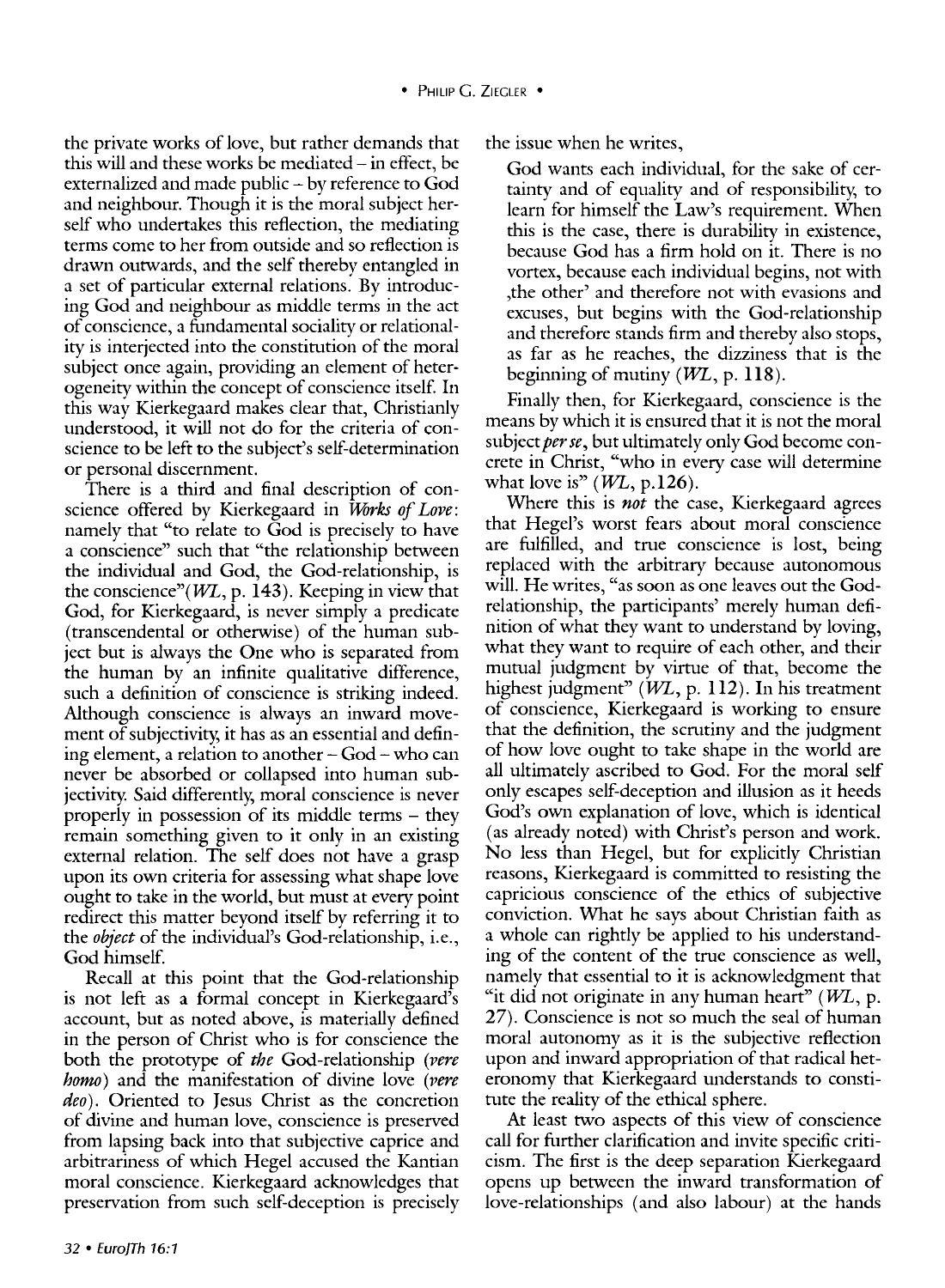the private works of love, but rather demands that this will and these works be mediated – in effect, be externalized and made public – by reference to God and neighbour. Though it is the moral subject herself who undertakes this reflection, the mediating terms come to her from outside and so reflection is drawn outwards, and the self thereby entangled in a set of particular external relations. By introducing God and neighbour as middle terms in the act of conscience, a fundamental sociality or relationality is interjected into the constitution of the moral subject once again, providing an element of heterogeneity within the concept of conscience itself. In this way Kierkegaard makes clear that, Christianly understood, it will not do for the criteria of conscience to be left to the subject's self-determination or personal discernment.

There is a third and final description of conscience offered by Kierkegaard in *Works of Love*: namely that "to relate to God is precisely to have a conscience" such that "the relationship between the individual and God, the God-relationship, is the conscience"(*WL*, p. 143). Keeping in view that God, for Kierkegaard, is never simply a predicate (transcendental or otherwise) of the human subject but is always the One who is separated from the human by an infinite qualitative difference, such a definition of conscience is striking indeed. Although conscience is always an inward movement of subjectivity, it has as an essential and defining element, a relation to another – God – who can never be absorbed or collapsed into human subjectivity. Said differently, moral conscience is never properly in possession of its middle terms – they remain something given to it only in an existing external relation. The self does not have a grasp upon its own criteria for assessing what shape love ought to take in the world, but must at every point redirect this matter beyond itself by referring it to the *object* of the individual's God-relationship, i.e., God himself.

Recall at this point that the God-relationship is not left as a formal concept in Kierkegaard's account, but as noted above, is materially defined in the person of Christ who is for conscience the both the prototype of *the* God-relationship (*vere homo*) and the manifestation of divine love (*vere deo*). Oriented to Jesus Christ as the concretion of divine and human love, conscience is preserved from lapsing back into that subjective caprice and arbitrariness of which Hegel accused the Kantian moral conscience. Kierkegaard acknowledges that preservation from such self-deception is precisely the issue when he writes,

> God wants each individual, for the sake of certainty and of equality and of responsibility, to learn for himself the Law's requirement. When this is the case, there is durability in existence, because God has a firm hold on it. There is no vortex, because each individual begins, not with ‚the other' and therefore not with evasions and excuses, but begins with the God-relationship and therefore stands firm and thereby also stops, as far as he reaches, the dizziness that is the beginning of mutiny (*WL*, p. 118).

Finally then, for Kierkegaard, conscience is the means by which it is ensured that it is not the moral subject *per se*, but ultimately only God become concrete in Christ, "who in every case will determine what love is" (*WL*, p.126).

Where this is *not* the case, Kierkegaard agrees that Hegel's worst fears about moral conscience are fulfilled, and true conscience is lost, being replaced with the arbitrary because autonomous will. He writes, "as soon as one leaves out the God-relationship, the participants' merely human definition of what they want to understand by loving, what they want to require of each other, and their mutual judgment by virtue of that, become the highest judgment" (*WL*, p. 112). In his treatment of conscience, Kierkegaard is working to ensure that the definition, the scrutiny and the judgment of how love ought to take shape in the world are all ultimately ascribed to God. For the moral self only escapes self-deception and illusion as it heeds God's own explanation of love, which is identical (as already noted) with Christ's person and work. No less than Hegel, but for explicitly Christian reasons, Kierkegaard is committed to resisting the capricious conscience of the ethics of subjective conviction. What he says about Christian faith as a whole can rightly be applied to his understanding of the content of the true conscience as well, namely that essential to it is acknowledgment that "it did not originate in any human heart" (*WL*, p. 27). Conscience is not so much the seal of human moral autonomy as it is the subjective reflection upon and inward appropriation of that radical heteronomy that Kierkegaard understands to constitute the reality of the ethical sphere.

At least two aspects of this view of conscience call for further clarification and invite specific criticism. The first is the deep separation Kierkegaard opens up between the inward transformation of love-relationships (and also labour) at the hands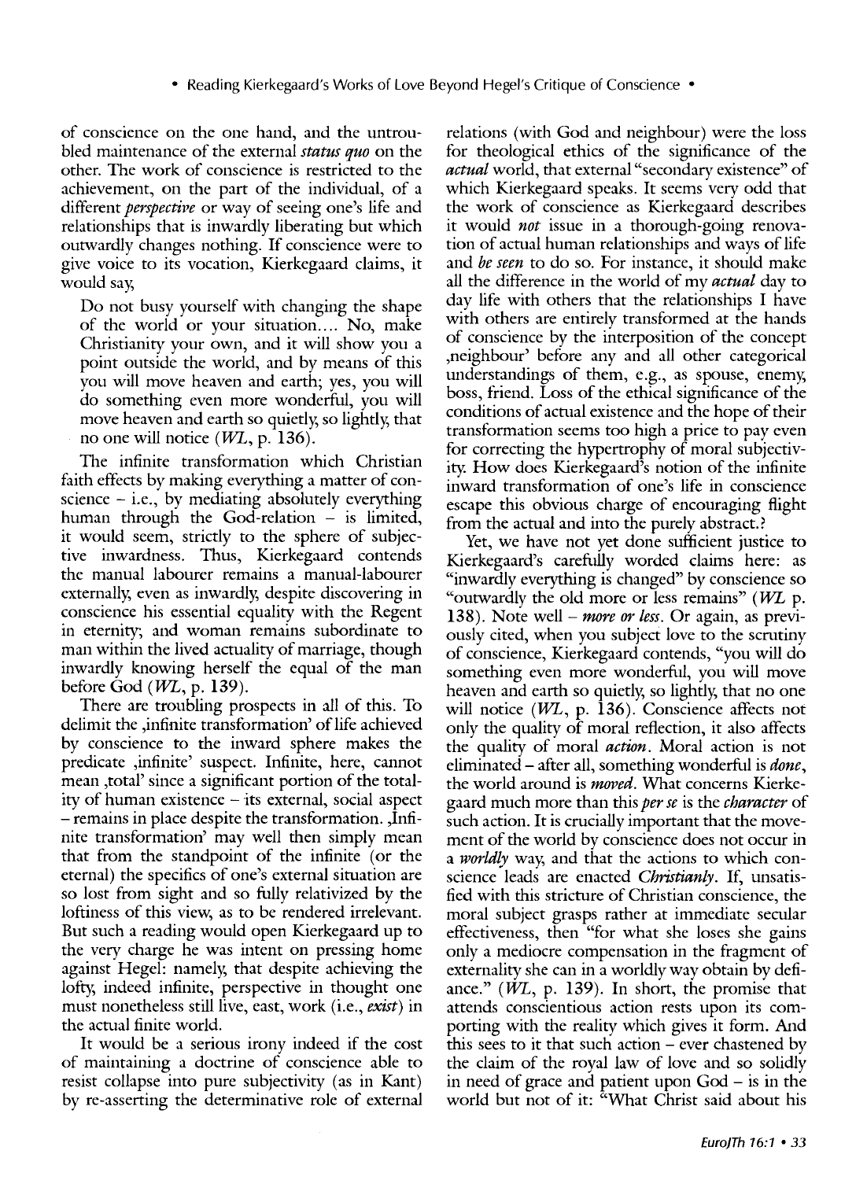of conscience on the one hand, and the untroubled maintenance of the external *status quo* on the other. The work of conscience is restricted to the achievement, on the part of the individual, of a different *perspective* or way of seeing one's life and relationships that is inwardly liberating but which outwardly changes nothing. If conscience were to give voice to its vocation, Kierkegaard claims, it would say,

> Do not busy yourself with changing the shape of the world or your situation.... No, make Christianity your own, and it will show you a point outside the world, and by means of this you will move heaven and earth; yes, you will do something even more wonderful, you will move heaven and earth so quietly, so lightly, that no one will notice (*WL*, p. 136).

The infinite transformation which Christian faith effects by making everything a matter of conscience – i.e., by mediating absolutely everything human through the God-relation – is limited, it would seem, strictly to the sphere of subjective inwardness. Thus, Kierkegaard contends the manual labourer remains a manual-labourer externally, even as inwardly, despite discovering in conscience his essential equality with the Regent in eternity; and woman remains subordinate to man within the lived actuality of marriage, though inwardly knowing herself the equal of the man before God (*WL*, p. 139).

There are troubling prospects in all of this. To delimit the ‚infinite transformation' of life achieved by conscience to the inward sphere makes the predicate ‚infinite' suspect. Infinite, here, cannot mean ‚total' since a significant portion of the totality of human existence – its external, social aspect – remains in place despite the transformation. ‚Infinite transformation' may well then simply mean that from the standpoint of the infinite (or the eternal) the specifics of one's external situation are so lost from sight and so fully relativized by the loftiness of this view, as to be rendered irrelevant. But such a reading would open Kierkegaard up to the very charge he was intent on pressing home against Hegel: namely, that despite achieving the lofty, indeed infinite, perspective in thought one must nonetheless still live, east, work (i.e., *exist*) in the actual finite world.

It would be a serious irony indeed if the cost of maintaining a doctrine of conscience able to resist collapse into pure subjectivity (as in Kant) by re-asserting the determinative role of external relations (with God and neighbour) were the loss for theological ethics of the significance of the *actual* world, that external "secondary existence" of which Kierkegaard speaks. It seems very odd that the work of conscience as Kierkegaard describes it would *not* issue in a thorough-going renovation of actual human relationships and ways of life and *be seen* to do so. For instance, it should make all the difference in the world of my *actual* day to day life with others that the relationships I have with others are entirely transformed at the hands of conscience by the interposition of the concept ‚neighbour' before any and all other categorical understandings of them, e.g., as spouse, enemy, boss, friend. Loss of the ethical significance of the conditions of actual existence and the hope of their transformation seems too high a price to pay even for correcting the hypertrophy of moral subjectivity. How does Kierkegaard's notion of the infinite inward transformation of one's life in conscience escape this obvious charge of encouraging flight from the actual and into the purely abstract.?

Yet, we have not yet done sufficient justice to Kierkegaard's carefully worded claims here: as "inwardly everything is changed" by conscience so "outwardly the old more or less remains" (*WL* p. 138). Note well – *more or less*. Or again, as previously cited, when you subject love to the scrutiny of conscience, Kierkegaard contends, "you will do something even more wonderful, you will move heaven and earth so quietly, so lightly, that no one will notice (*WL*, p. 136). Conscience affects not only the quality of moral reflection, it also affects the quality of moral *action*. Moral action is not eliminated – after all, something wonderful is *done*, the world around is *moved*. What concerns Kierkegaard much more than this *per se* is the *character* of such action. It is crucially important that the movement of the world by conscience does not occur in a *worldly* way, and that the actions to which conscience leads are enacted *Christianly*. If, unsatisfied with this stricture of Christian conscience, the moral subject grasps rather at immediate secular effectiveness, then "for what she loses she gains only a mediocre compensation in the fragment of externality she can in a worldly way obtain by defiance." (*WL*, p. 139). In short, the promise that attends conscientious action rests upon its comporting with the reality which gives it form. And this sees to it that such action – ever chastened by the claim of the royal law of love and so solidly in need of grace and patient upon God – is in the world but not of it: "What Christ said about his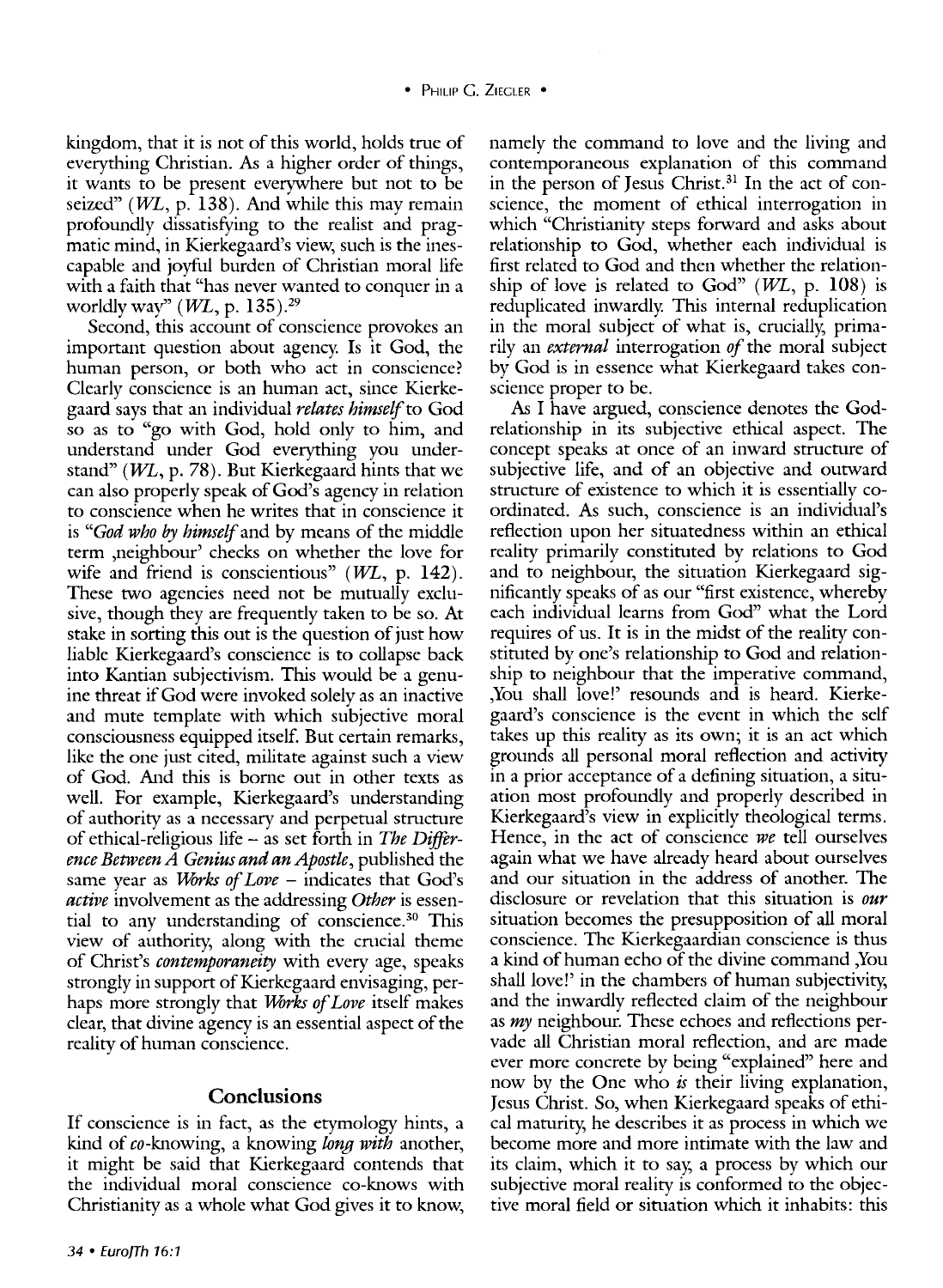kingdom, that it is not of this world, holds true of everything Christian. As a higher order of things, it wants to be present everywhere but not to be seized" (*WL*, p. 138). And while this may remain profoundly dissatisfying to the realist and pragmatic mind, in Kierkegaard's view, such is the inescapable and joyful burden of Christian moral life with a faith that "has never wanted to conquer in a worldly way" (*WL*, p. 135).[29]

Second, this account of conscience provokes an important question about agency. Is it God, the human person, or both who act in conscience? Clearly conscience is an human act, since Kierkegaard says that an individual *relates himself* to God so as to "go with God, hold only to him, and understand under God everything you understand" (*WL*, p. 78). But Kierkegaard hints that we can also properly speak of God's agency in relation to conscience when he writes that in conscience it is *"God who by himself* and by means of the middle term ‚neighbour' checks on whether the love for wife and friend is conscientious" (*WL*, p. 142). These two agencies need not be mutually exclusive, though they are frequently taken to be so. At stake in sorting this out is the question of just how liable Kierkegaard's conscience is to collapse back into Kantian subjectivism. This would be a genuine threat if God were invoked solely as an inactive and mute template with which subjective moral consciousness equipped itself. But certain remarks, like the one just cited, militate against such a view of God. And this is borne out in other texts as well. For example, Kierkegaard's understanding of authority as a necessary and perpetual structure of ethical-religious life – as set forth in *The Difference Between A Genius and an Apostle*, published the same year as *Works of Love* – indicates that God's *active* involvement as the addressing *Other* is essential to any understanding of conscience.[30] This view of authority, along with the crucial theme of Christ's *contemporaneity* with every age, speaks strongly in support of Kierkegaard envisaging, perhaps more strongly that *Works of Love* itself makes clear, that divine agency is an essential aspect of the reality of human conscience.

## Conclusions

If conscience is in fact, as the etymology hints, a kind of *co*-knowing, a knowing *long with* another, it might be said that Kierkegaard contends that the individual moral conscience co-knows with Christianity as a whole what God gives it to know, namely the command to love and the living and contemporaneous explanation of this command in the person of Jesus Christ.[31] In the act of conscience, the moment of ethical interrogation in which "Christianity steps forward and asks about relationship to God, whether each individual is first related to God and then whether the relationship of love is related to God" (*WL*, p. 108) is reduplicated inwardly. This internal reduplication in the moral subject of what is, crucially, primarily an *external* interrogation *of* the moral subject by God is in essence what Kierkegaard takes conscience proper to be.

As I have argued, conscience denotes the God-relationship in its subjective ethical aspect. The concept speaks at once of an inward structure of subjective life, and of an objective and outward structure of existence to which it is essentially co-ordinated. As such, conscience is an individual's reflection upon her situatedness within an ethical reality primarily constituted by relations to God and to neighbour, the situation Kierkegaard significantly speaks of as our "first existence, whereby each individual learns from God" what the Lord requires of us. It is in the midst of the reality constituted by one's relationship to God and relationship to neighbour that the imperative command, ‚You shall love!' resounds and is heard. Kierkegaard's conscience is the event in which the self takes up this reality as its own; it is an act which grounds all personal moral reflection and activity in a prior acceptance of a defining situation, a situation most profoundly and properly described in Kierkegaard's view in explicitly theological terms. Hence, in the act of conscience *we* tell ourselves again what we have already heard about ourselves and our situation in the address of another. The disclosure or revelation that this situation is *our* situation becomes the presupposition of all moral conscience. The Kierkegaardian conscience is thus a kind of human echo of the divine command ‚You shall love!' in the chambers of human subjectivity, and the inwardly reflected claim of the neighbour as *my* neighbour. These echoes and reflections pervade all Christian moral reflection, and are made ever more concrete by being "explained" here and now by the One who *is* their living explanation, Jesus Christ. So, when Kierkegaard speaks of ethical maturity, he describes it as process in which we become more and more intimate with the law and its claim, which it to say, a process by which our subjective moral reality is conformed to the objective moral field or situation which it inhabits: this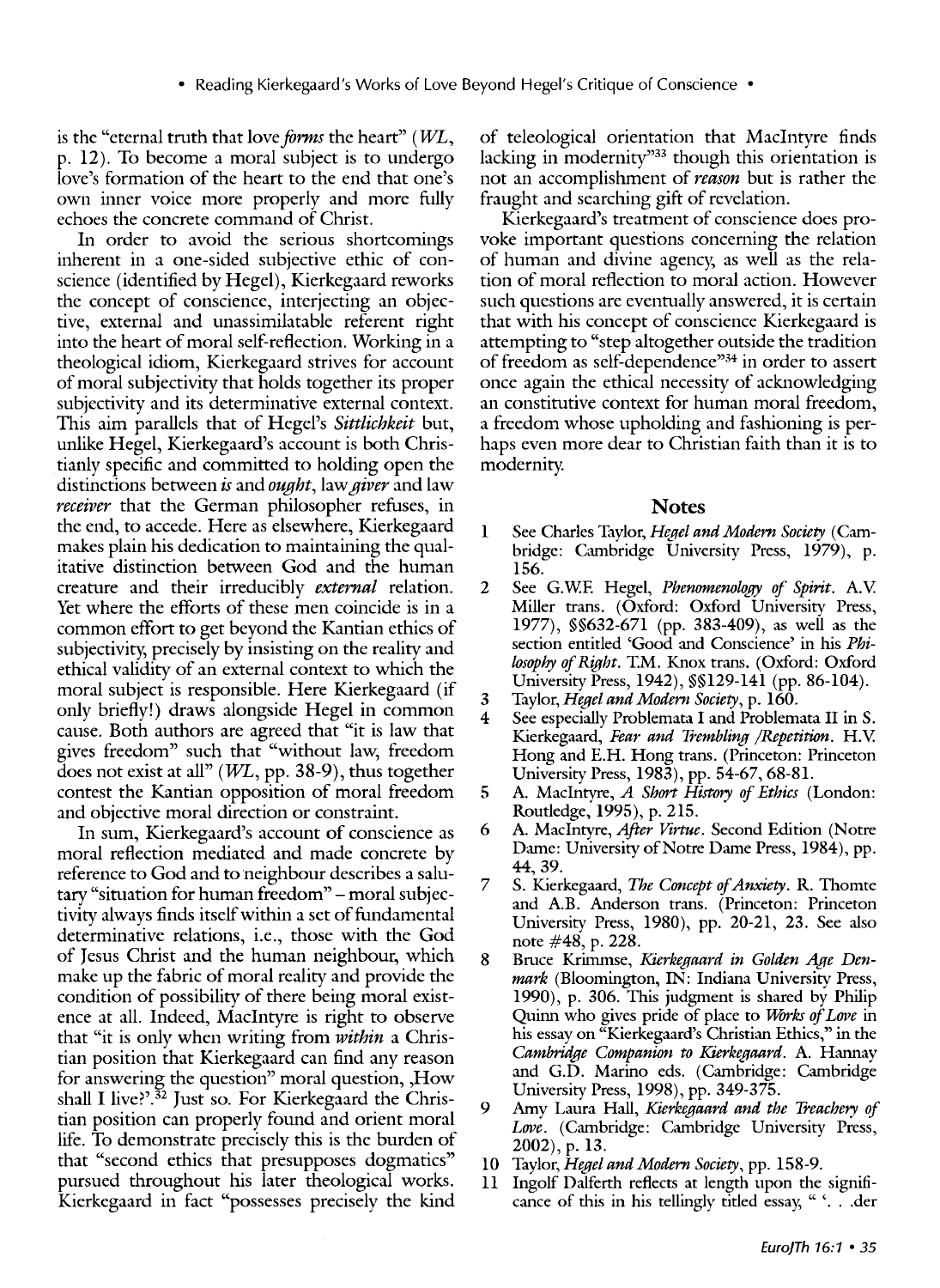is the "eternal truth that love *forms* the heart" (*WL*, p. 12). To become a moral subject is to undergo love's formation of the heart to the end that one's own inner voice more properly and more fully echoes the concrete command of Christ.

In order to avoid the serious shortcomings inherent in a one-sided subjective ethic of conscience (identified by Hegel), Kierkegaard reworks the concept of conscience, interjecting an objective, external and unassimilatable referent right into the heart of moral self-reflection. Working in a theological idiom, Kierkegaard strives for account of moral subjectivity that holds together its proper subjectivity and its determinative external context. This aim parallels that of Hegel's *Sittlichkeit* but, unlike Hegel, Kierkegaard's account is both Christianly specific and committed to holding open the distinctions between *is* and *ought*, law*giver* and law *receiver* that the German philosopher refuses, in the end, to accede. Here as elsewhere, Kierkegaard makes plain his dedication to maintaining the qualitative distinction between God and the human creature and their irreducibly *external* relation. Yet where the efforts of these men coincide is in a common effort to get beyond the Kantian ethics of subjectivity, precisely by insisting on the reality and ethical validity of an external context to which the moral subject is responsible. Here Kierkegaard (if only briefly!) draws alongside Hegel in common cause. Both authors are agreed that "it is law that gives freedom" such that "without law, freedom does not exist at all" (*WL*, pp. 38-9), thus together contest the Kantian opposition of moral freedom and objective moral direction or constraint.

In sum, Kierkegaard's account of conscience as moral reflection mediated and made concrete by reference to God and to neighbour describes a salutary "situation for human freedom" – moral subjectivity always finds itself within a set of fundamental determinative relations, i.e., those with the God of Jesus Christ and the human neighbour, which make up the fabric of moral reality and provide the condition of possibility of there being moral existence at all. Indeed, MacIntyre is right to observe that "it is only when writing from *within* a Christian position that Kierkegaard can find any reason for answering the question" moral question, ‚How shall I live?'.[32] Just so. For Kierkegaard the Christian position can properly found and orient moral life. To demonstrate precisely this is the burden of that "second ethics that presupposes dogmatics" pursued throughout his later theological works. Kierkegaard in fact "possesses precisely the kind of teleological orientation that MacIntyre finds lacking in modernity"[33] though this orientation is not an accomplishment of *reason* but is rather the fraught and searching gift of revelation.

Kierkegaard's treatment of conscience does provoke important questions concerning the relation of human and divine agency, as well as the relation of moral reflection to moral action. However such questions are eventually answered, it is certain that with his concept of conscience Kierkegaard is attempting to "step altogether outside the tradition of freedom as self-dependence"[34] in order to assert once again the ethical necessity of acknowledging an constitutive context for human moral freedom, a freedom whose upholding and fashioning is perhaps even more dear to Christian faith than it is to modernity.

## Notes

1. See Charles Taylor, *Hegel and Modern Society* (Cambridge: Cambridge University Press, 1979), p. 156.
2. See G.W.F. Hegel, *Phenomenology of Spirit*. A.V. Miller trans. (Oxford: Oxford University Press, 1977), §§632-671 (pp. 383-409), as well as the section entitled 'Good and Conscience' in his *Philosophy of Right*. T.M. Knox trans. (Oxford: Oxford University Press, 1942), §§129-141 (pp. 86-104).
3. Taylor, *Hegel and Modern Society*, p. 160.
4. See especially Problemata I and Problemata II in S. Kierkegaard, *Fear and Trembling /Repetition*. H.V. Hong and E.H. Hong trans. (Princeton: Princeton University Press, 1983), pp. 54-67, 68-81.
5. A. MacIntyre, *A Short History of Ethics* (London: Routledge, 1995), p. 215.
6. A. MacIntyre, *After Virtue*. Second Edition (Notre Dame: University of Notre Dame Press, 1984), pp. 44, 39.
7. S. Kierkegaard, *The Concept of Anxiety*. R. Thomte and A.B. Anderson trans. (Princeton: Princeton University Press, 1980), pp. 20-21, 23. See also note #48, p. 228.
8. Bruce Krimmse, *Kierkegaard in Golden Age Denmark* (Bloomington, IN: Indiana University Press, 1990), p. 306. This judgment is shared by Philip Quinn who gives pride of place to *Works of Love* in his essay on "Kierkegaard's Christian Ethics," in the *Cambridge Companion to Kierkegaard*. A. Hannay and G.D. Marino eds. (Cambridge: Cambridge University Press, 1998), pp. 349-375.
9. Amy Laura Hall, *Kierkegaard and the Treachery of Love*. (Cambridge: Cambridge University Press, 2002), p. 13.
10. Taylor, *Hegel and Modern Society*, pp. 158-9.
11. Ingolf Dalferth reflects at length upon the significance of this in his tellingly titled essay, " '. . .der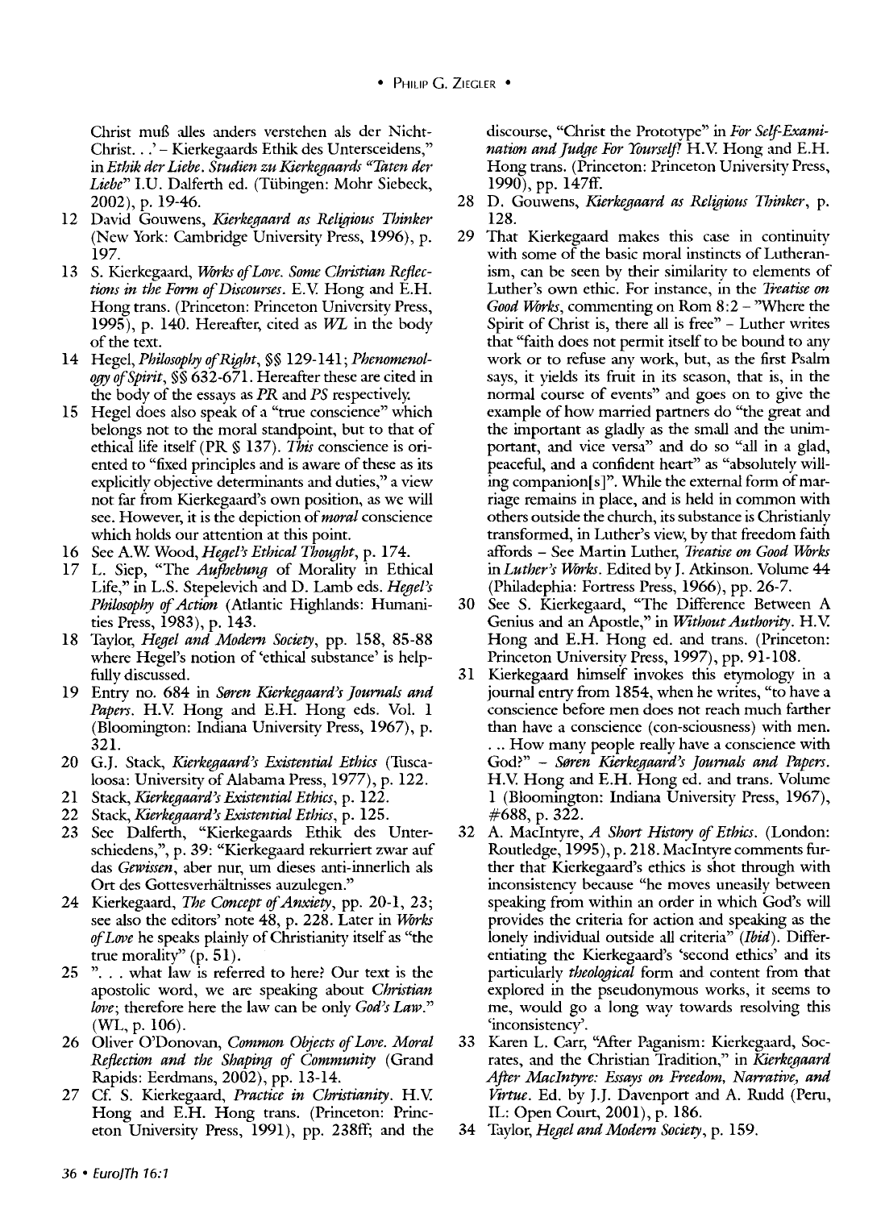Christ muß alles anders verstehen als der Nicht-Christ. . .' – Kierkegaards Ethik des Untersceidens," in *Ethik der Liebe. Studien zu Kierkegaards "Taten der Liebe"* I.U. Dalferth ed. (Tübingen: Mohr Siebeck, 2002), p. 19-46.

12 David Gouwens, *Kierkegaard as Religious Thinker* (New York: Cambridge University Press, 1996), p. 197.

13 S. Kierkegaard, *Works of Love. Some Christian Reflections in the Form of Discourses*. E.V. Hong and E.H. Hong trans. (Princeton: Princeton University Press, 1995), p. 140. Hereafter, cited as *WL* in the body of the text.

14 Hegel, *Philosophy of Right*, §§ 129-141; *Phenomenology of Spirit*, §§ 632-671. Hereafter these are cited in the body of the essays as *PR* and *PS* respectively.

15 Hegel does also speak of a "true conscience" which belongs not to the moral standpoint, but to that of ethical life itself (PR § 137). *This* conscience is oriented to "fixed principles and is aware of these as its explicitly objective determinants and duties," a view not far from Kierkegaard's own position, as we will see. However, it is the depiction of *moral* conscience which holds our attention at this point.

16 See A.W. Wood, *Hegel's Ethical Thought*, p. 174.

17 L. Siep, "The *Aufhebung* of Morality in Ethical Life," in L.S. Stepelevich and D. Lamb eds. *Hegel's Philosophy of Action* (Atlantic Highlands: Humanities Press, 1983), p. 143.

18 Taylor, *Hegel and Modern Society*, pp. 158, 85-88 where Hegel's notion of 'ethical substance' is helpfully discussed.

19 Entry no. 684 in *Søren Kierkegaard's Journals and Papers*. H.V. Hong and E.H. Hong eds. Vol. 1 (Bloomington: Indiana University Press, 1967), p. 321.

20 G.J. Stack, *Kierkegaard's Existential Ethics* (Tuscaloosa: University of Alabama Press, 1977), p. 122.

21 Stack, *Kierkegaard's Existential Ethics*, p. 122.

22 Stack, *Kierkegaard's Existential Ethics*, p. 125.

23 See Dalferth, "Kierkegaards Ethik des Unterschiedens,", p. 39: "Kierkegaard rekurriert zwar auf das *Gewissen*, aber nur, um dieses anti-innerlich als Ort des Gottesverhältnisses auszulegen."

24 Kierkegaard, *The Concept of Anxiety*, pp. 20-1, 23; see also the editors' note 48, p. 228. Later in *Works of Love* he speaks plainly of Christianity itself as "the true morality" (p. 51).

25 ". . . what law is referred to here? Our text is the apostolic word, we are speaking about *Christian love*; therefore here the law can be only *God's Law*." (WL, p. 106).

26 Oliver O'Donovan, *Common Objects of Love. Moral Reflection and the Shaping of Community* (Grand Rapids: Eerdmans, 2002), pp. 13-14.

27 Cf. S. Kierkegaard, *Practice in Christianity*. H.V. Hong and E.H. Hong trans. (Princeton: Princeton University Press, 1991), pp. 238ff; and the discourse, "Christ the Prototype" in *For Self-Examination and Judge For Yourself!* H.V. Hong and E.H. Hong trans. (Princeton: Princeton University Press, 1990), pp. 147ff.

28 D. Gouwens, *Kierkegaard as Religious Thinker*, p. 128.

29 That Kierkegaard makes this case in continuity with some of the basic moral instincts of Lutheranism, can be seen by their similarity to elements of Luther's own ethic. For instance, in the *Treatise on Good Works*, commenting on Rom 8:2 – "Where the Spirit of Christ is, there all is free" – Luther writes that "faith does not permit itself to be bound to any work or to refuse any work, but, as the first Psalm says, it yields its fruit in its season, that is, in the normal course of events" and goes on to give the example of how married partners do "the great and the important as gladly as the small and the unimportant, and vice versa" and do so "all in a glad, peaceful, and a confident heart" as "absolutely willing companion[s]". While the external form of marriage remains in place, and is held in common with others outside the church, its substance is Christianly transformed, in Luther's view, by that freedom faith affords – See Martin Luther, *Treatise on Good Works* in *Luther's Works*. Edited by J. Atkinson. Volume 44 (Philadephia: Fortress Press, 1966), pp. 26-7.

30 See S. Kierkegaard, "The Difference Between A Genius and an Apostle," in *Without Authority*. H.V. Hong and E.H. Hong ed. and trans. (Princeton: Princeton University Press, 1997), pp. 91-108.

31 Kierkegaard himself invokes this etymology in a journal entry from 1854, when he writes, "to have a conscience before men does not reach much farther than have a conscience (con-sciousness) with men. . .. How many people really have a conscience with God?" – *Søren Kierkegaard's Journals and Papers*. H.V. Hong and E.H. Hong ed. and trans. Volume 1 (Bloomington: Indiana University Press, 1967), #688, p. 322.

32 A. MacIntyre, *A Short History of Ethics*. (London: Routledge, 1995), p. 218. MacIntyre comments further that Kierkegaard's ethics is shot through with inconsistency because "he moves uneasily between speaking from within an order in which God's will provides the criteria for action and speaking as the lonely individual outside all criteria" (*Ibid*). Differentiating the Kierkegaard's 'second ethics' and its particularly *theological* form and content from that explored in the pseudonymous works, it seems to me, would go a long way towards resolving this 'inconsistency'.

33 Karen L. Carr, "After Paganism: Kierkegaard, Socrates, and the Christian Tradition," in *Kierkegaard After MacIntyre: Essays on Freedom, Narrative, and Virtue*. Ed. by J.J. Davenport and A. Rudd (Peru, IL: Open Court, 2001), p. 186.

34 Taylor, *Hegel and Modern Society*, p. 159.